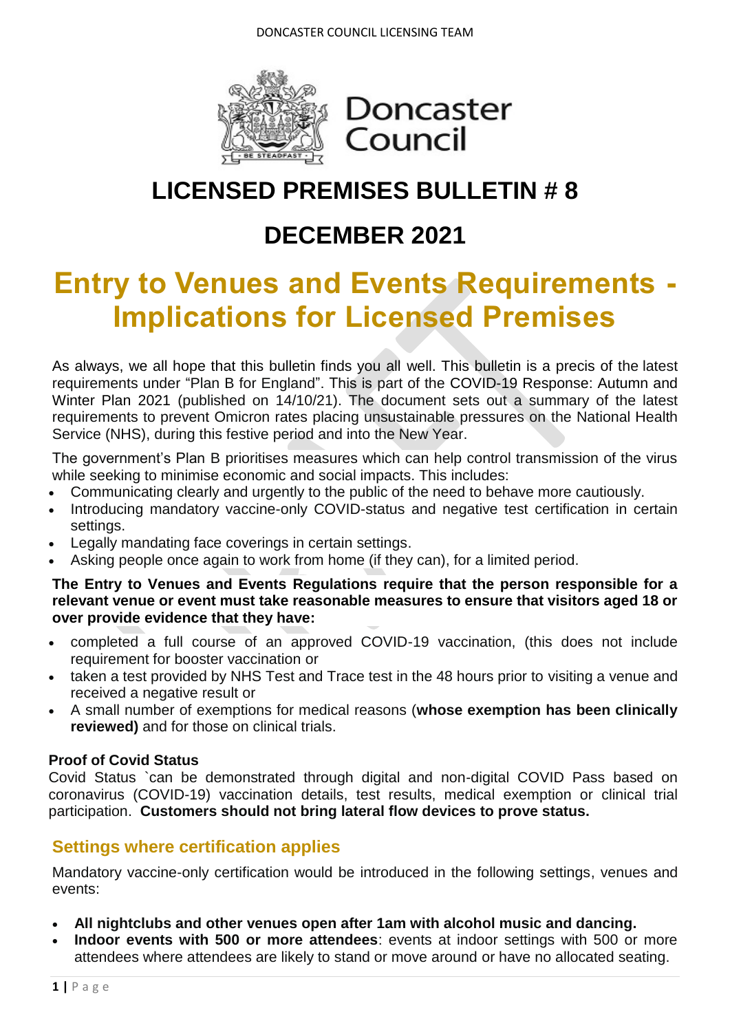Doncaster Council

# LICENSED PREMISES BULLETIN # 8

# DECEMBER 2021

# Entry to Venues and Events Requirements - Implications for Licensed Premises

As always, we all hope that this bulletin finds you all well. This bulletin is a precis of the latest requirements under "Plan B for England". This is part of the COVID-19 Response: Autumn and Winter Plan 2021 (published on 14/10/21). The document sets out a summary of the latest requirements to prevent Omicron rates placing unsustainable pressures on the National Health Service (NHS), during this festive period and into the New Year.

The government's Plan B prioritises measures which can help control transmission of the virus while seeking to minimise economic and social impacts. This includes:

- Communicating clearly and urgently to the public of the need to behave more cautiously.
- Introducing mandatory vaccine-only COVID-status and negative test certification in certain settings.
- Legally mandating face coverings in certain settings.
- Asking people once again to work from home (if they can), for a limited period.

**The Entry to Venues and Events Regulations require that the person responsible for a relevant venue or event must take reasonable measures to ensure that visitors aged 18 or over provide evidence that they have:**

- completed a full course of an approved COVID-19 vaccination, (this does not include requirement for booster vaccination or
- taken a test provided by NHS Test and Trace test in the 48 hours prior to visiting a venue and received a negative result or
- A small number of exemptions for medical reasons (**whose exemption has been clinically reviewed)** and for those on clinical trials.

**Proof of Covid Status**

Covid Status `can be demonstrated through digital and non-digital COVID Pass based on coronavirus (COVID-19) vaccination details, test results, medical exemption or clinical trial participation. **Customers should not bring lateral flow devices to prove status.**

## Settings where certification applies

Mandatory vaccine-only certification would be introduced in the following settings, venues and events:

- **All nightclubs and other venues open after 1am with alcohol music and dancing.**
- **Indoor events with 500 or more attendees**: events at indoor settings with 500 or more attendees where attendees are likely to stand or move around or have no allocated seating.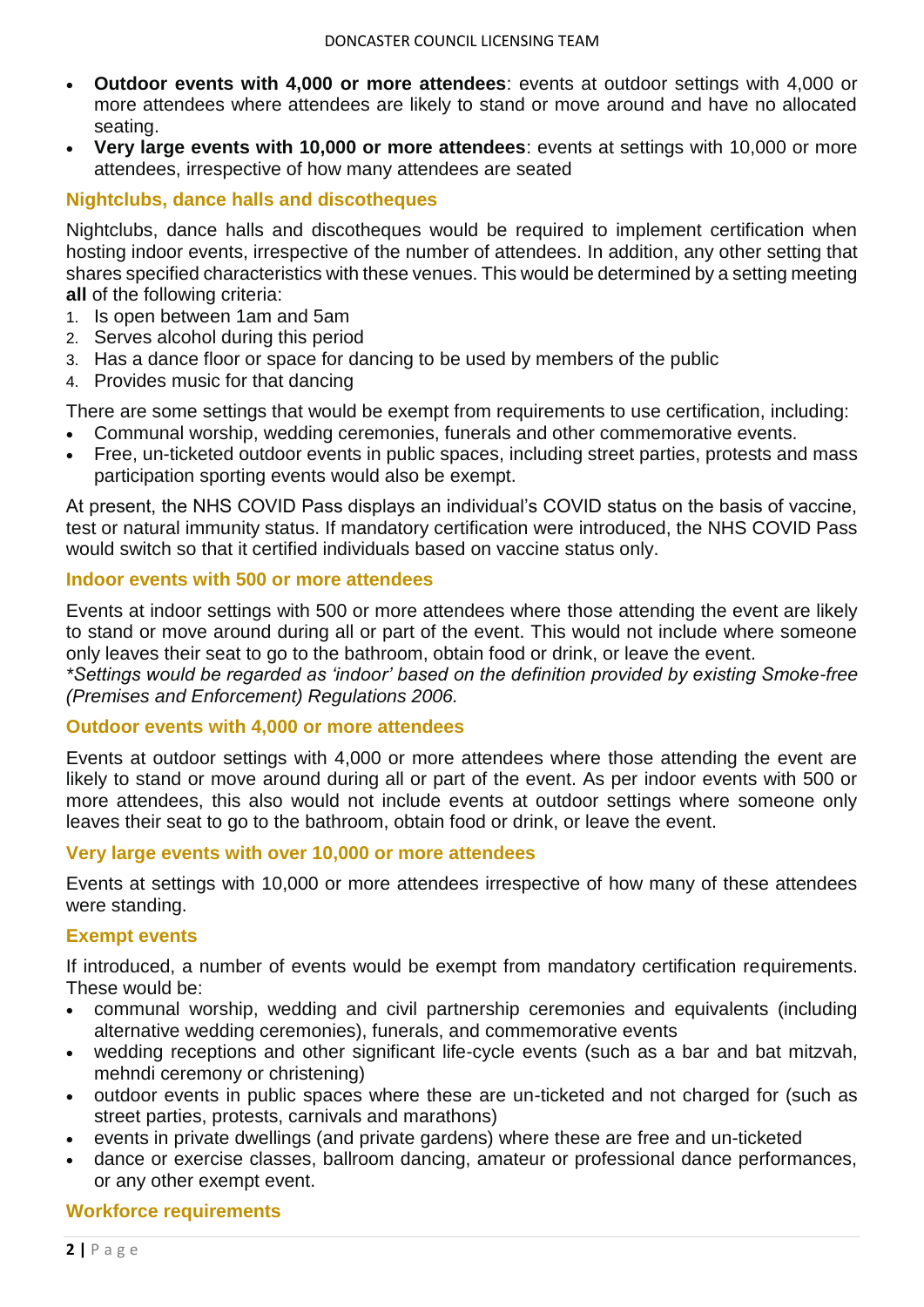- **Outdoor events with 4,000 or more attendees**: events at outdoor settings with 4,000 or more attendees where attendees are likely to stand or move around and have no allocated seating.
- **Very large events with 10,000 or more attendees**: events at settings with 10,000 or more attendees, irrespective of how many attendees are seated

### Nightclubs, dance halls and discotheques

Nightclubs, dance halls and discotheques would be required to implement certification when hosting indoor events, irrespective of the number of attendees. In addition, any other setting that shares specified characteristics with these venues. This would be determined by a setting meeting **all** of the following criteria:

1. Is open between 1am and 5am
2. Serves alcohol during this period
3. Has a dance floor or space for dancing to be used by members of the public
4. Provides music for that dancing

There are some settings that would be exempt from requirements to use certification, including:

- Communal worship, wedding ceremonies, funerals and other commemorative events.
- Free, un-ticketed outdoor events in public spaces, including street parties, protests and mass participation sporting events would also be exempt.

At present, the NHS COVID Pass displays an individual's COVID status on the basis of vaccine, test or natural immunity status. If mandatory certification were introduced, the NHS COVID Pass would switch so that it certified individuals based on vaccine status only.

### Indoor events with 500 or more attendees

Events at indoor settings with 500 or more attendees where those attending the event are likely to stand or move around during all or part of the event. This would not include where someone only leaves their seat to go to the bathroom, obtain food or drink, or leave the event.
*\*Settings would be regarded as 'indoor' based on the definition provided by existing Smoke-free (Premises and Enforcement) Regulations 2006.*

### Outdoor events with 4,000 or more attendees

Events at outdoor settings with 4,000 or more attendees where those attending the event are likely to stand or move around during all or part of the event. As per indoor events with 500 or more attendees, this also would not include events at outdoor settings where someone only leaves their seat to go to the bathroom, obtain food or drink, or leave the event.

### Very large events with over 10,000 or more attendees

Events at settings with 10,000 or more attendees irrespective of how many of these attendees were standing.

### Exempt events

If introduced, a number of events would be exempt from mandatory certification requirements. These would be:

- communal worship, wedding and civil partnership ceremonies and equivalents (including alternative wedding ceremonies), funerals, and commemorative events
- wedding receptions and other significant life-cycle events (such as a bar and bat mitzvah, mehndi ceremony or christening)
- outdoor events in public spaces where these are un-ticketed and not charged for (such as street parties, protests, carnivals and marathons)
- events in private dwellings (and private gardens) where these are free and un-ticketed
- dance or exercise classes, ballroom dancing, amateur or professional dance performances, or any other exempt event.

### Workforce requirements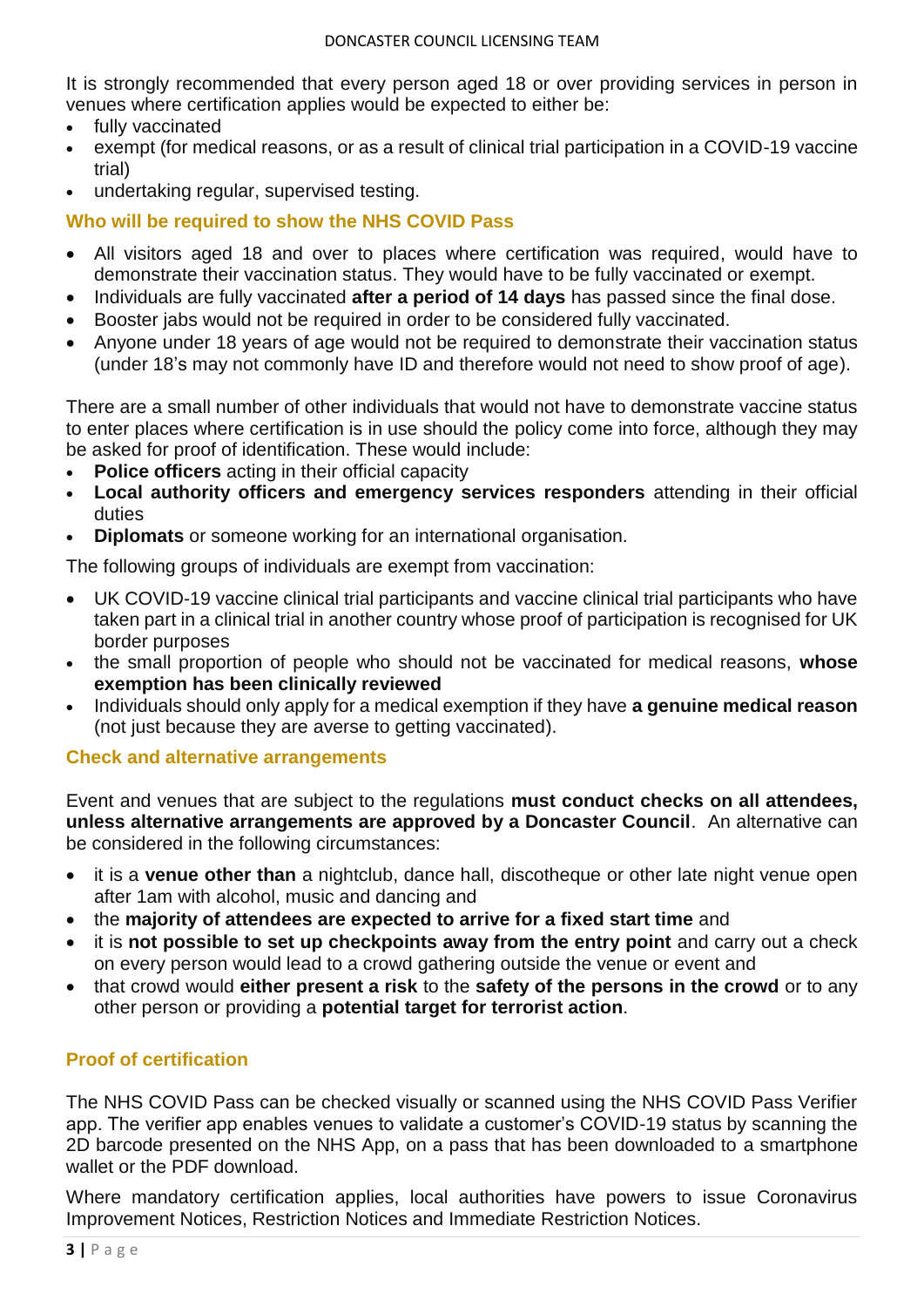It is strongly recommended that every person aged 18 or over providing services in person in venues where certification applies would be expected to either be:

- fully vaccinated
- exempt (for medical reasons, or as a result of clinical trial participation in a COVID-19 vaccine trial)
- undertaking regular, supervised testing.

### Who will be required to show the NHS COVID Pass

- All visitors aged 18 and over to places where certification was required, would have to demonstrate their vaccination status. They would have to be fully vaccinated or exempt.
- Individuals are fully vaccinated **after a period of 14 days** has passed since the final dose.
- Booster jabs would not be required in order to be considered fully vaccinated.
- Anyone under 18 years of age would not be required to demonstrate their vaccination status (under 18's may not commonly have ID and therefore would not need to show proof of age).

There are a small number of other individuals that would not have to demonstrate vaccine status to enter places where certification is in use should the policy come into force, although they may be asked for proof of identification. These would include:

- **Police officers** acting in their official capacity
- **Local authority officers and emergency services responders** attending in their official duties
- **Diplomats** or someone working for an international organisation.

The following groups of individuals are exempt from vaccination:

- UK COVID-19 vaccine clinical trial participants and vaccine clinical trial participants who have taken part in a clinical trial in another country whose proof of participation is recognised for UK border purposes
- the small proportion of people who should not be vaccinated for medical reasons, **whose exemption has been clinically reviewed**
- Individuals should only apply for a medical exemption if they have **a genuine medical reason** (not just because they are averse to getting vaccinated).

### Check and alternative arrangements

Event and venues that are subject to the regulations **must conduct checks on all attendees, unless alternative arrangements are approved by a Doncaster Council**. An alternative can be considered in the following circumstances:

- it is a **venue other than** a nightclub, dance hall, discotheque or other late night venue open after 1am with alcohol, music and dancing and
- the **majority of attendees are expected to arrive for a fixed start time** and
- it is **not possible to set up checkpoints away from the entry point** and carry out a check on every person would lead to a crowd gathering outside the venue or event and
- that crowd would **either present a risk** to the **safety of the persons in the crowd** or to any other person or providing a **potential target for terrorist action**.

### Proof of certification

The NHS COVID Pass can be checked visually or scanned using the NHS COVID Pass Verifier app. The verifier app enables venues to validate a customer's COVID-19 status by scanning the 2D barcode presented on the NHS App, on a pass that has been downloaded to a smartphone wallet or the PDF download.

Where mandatory certification applies, local authorities have powers to issue Coronavirus Improvement Notices, Restriction Notices and Immediate Restriction Notices.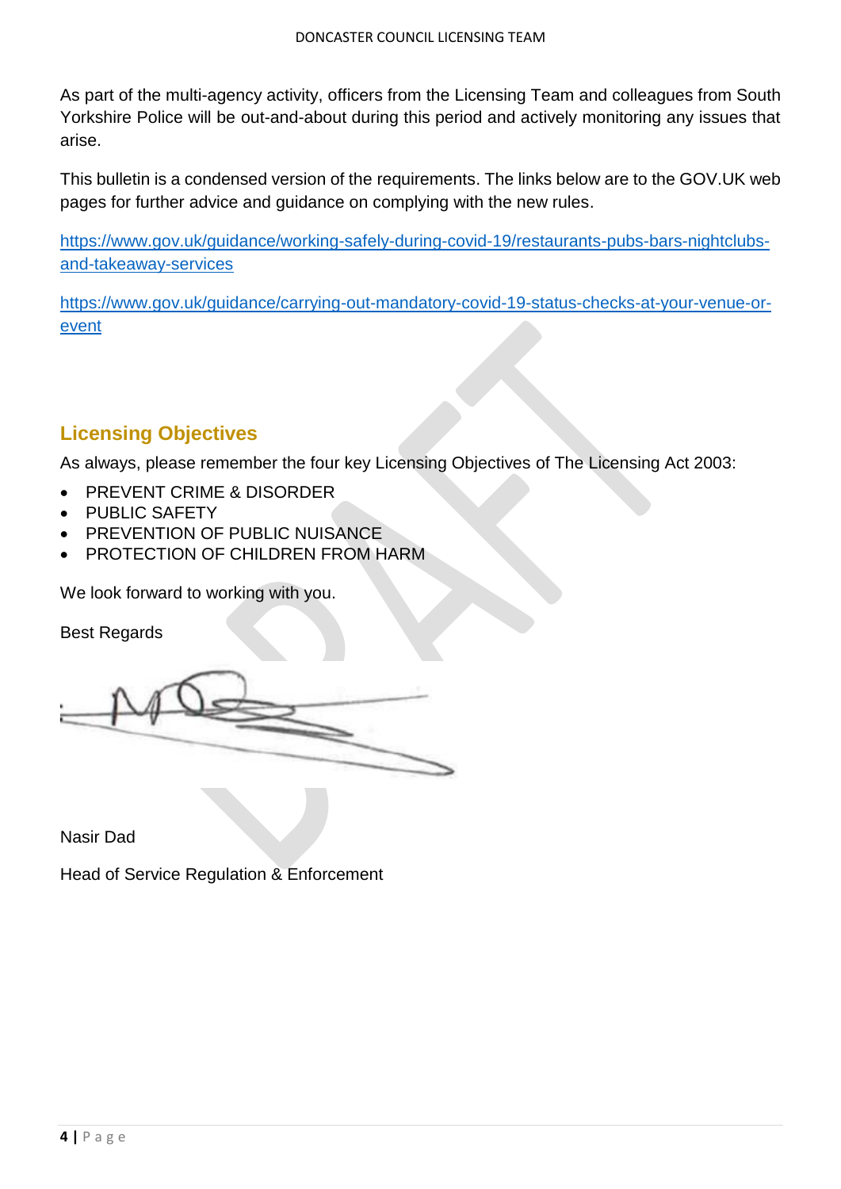As part of the multi-agency activity, officers from the Licensing Team and colleagues from South Yorkshire Police will be out-and-about during this period and actively monitoring any issues that arise.

This bulletin is a condensed version of the requirements. The links below are to the GOV.UK web pages for further advice and guidance on complying with the new rules.

https://www.gov.uk/guidance/working-safely-during-covid-19/restaurants-pubs-bars-nightclubs-and-takeaway-services

https://www.gov.uk/guidance/carrying-out-mandatory-covid-19-status-checks-at-your-venue-or-event

## Licensing Objectives

As always, please remember the four key Licensing Objectives of The Licensing Act 2003:

- PREVENT CRIME & DISORDER
- PUBLIC SAFETY
- PREVENTION OF PUBLIC NUISANCE
- PROTECTION OF CHILDREN FROM HARM

We look forward to working with you.

Best Regards

Nasir Dad

Head of Service Regulation & Enforcement